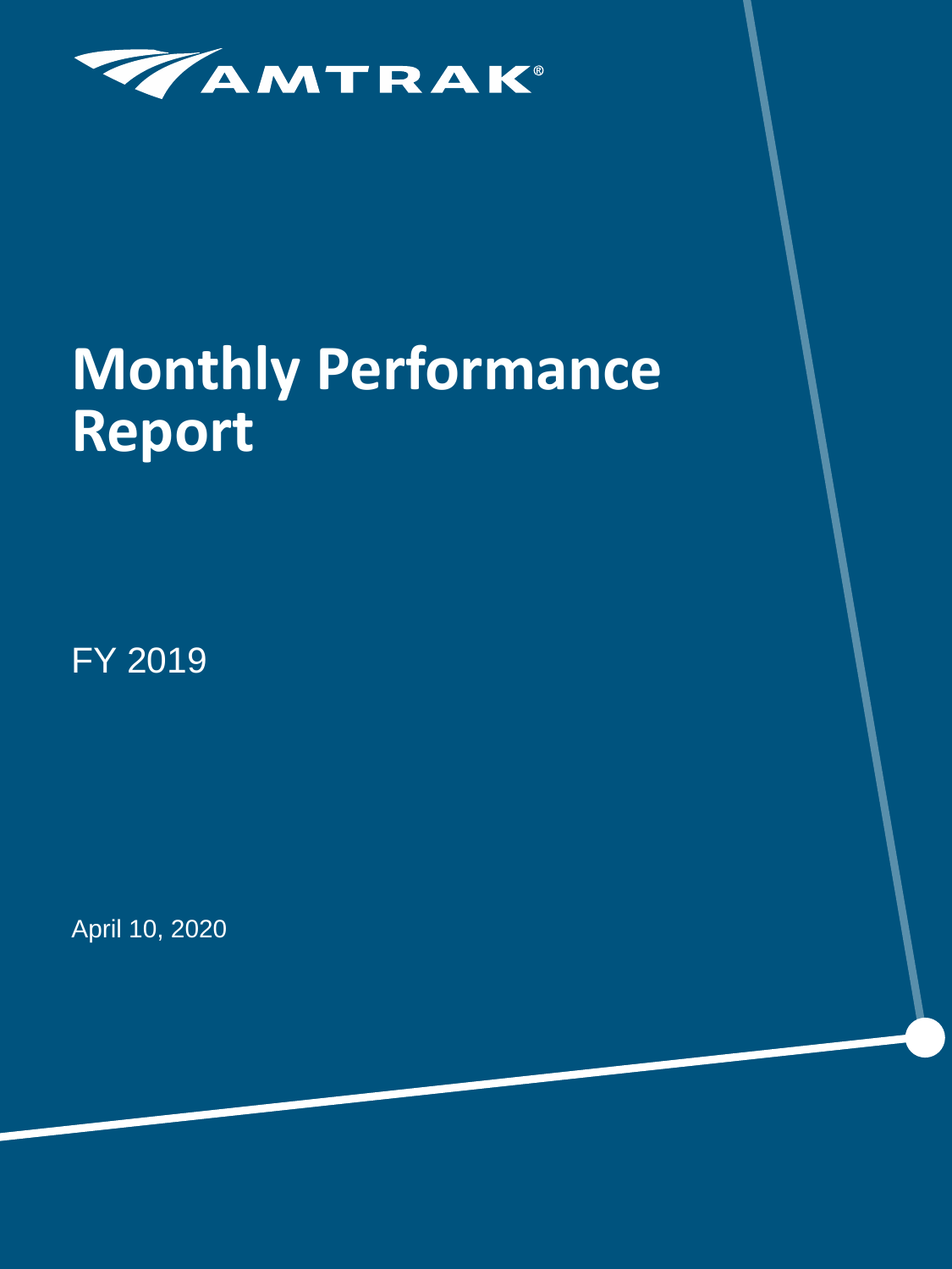AMTRAK®

# Monthly Performance Report

FY 2019

April 10, 2020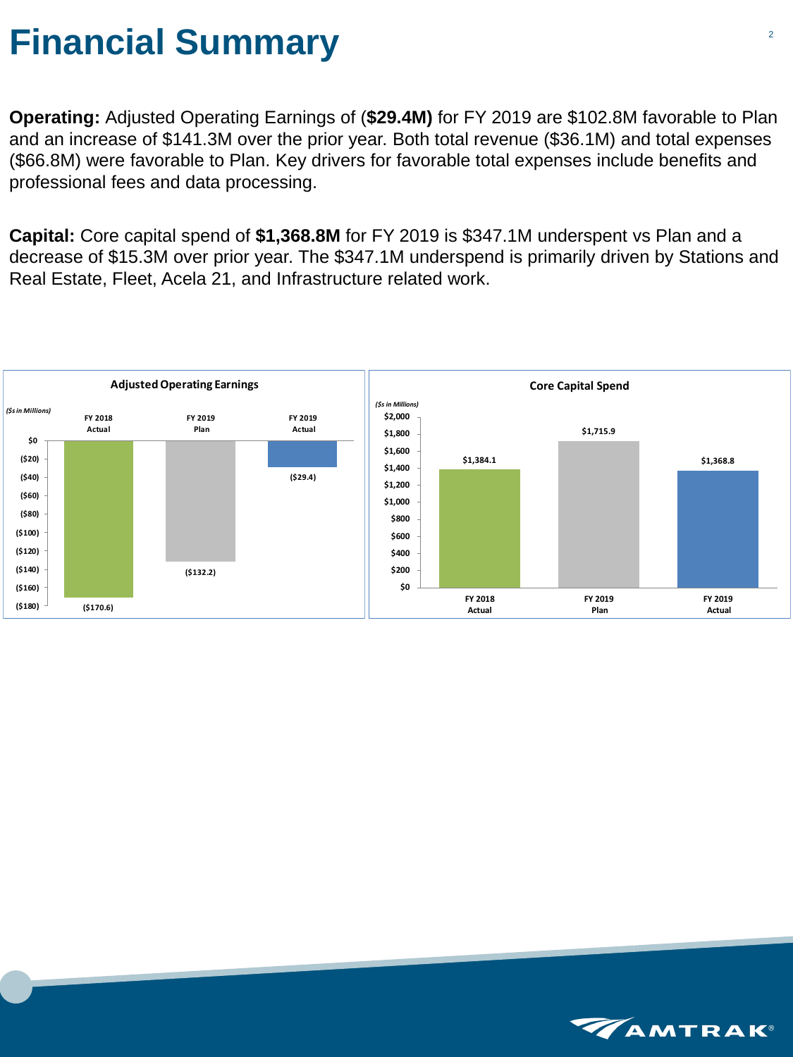# Financial Summary

**Operating:** Adjusted Operating Earnings of (**$29.4M)** for FY 2019 are $102.8M favorable to Plan and an increase of $141.3M over the prior year. Both total revenue ($36.1M) and total expenses ($66.8M) were favorable to Plan. Key drivers for favorable total expenses include benefits and professional fees and data processing.

**Capital:** Core capital spend of **$1,368.8M** for FY 2019 is $347.1M underspent vs Plan and a decrease of $15.3M over prior year. The $347.1M underspend is primarily driven by Stations and Real Estate, Fleet, Acela 21, and Infrastructure related work.

**Adjusted Operating Earnings**

*($s in Millions)*

| FY 2018 Actual | FY 2019 Plan | FY 2019 Actual |
|---|---|---|
| ($170.6) | ($132.2) | ($29.4) |

**Core Capital Spend**

*($s in Millions)*

| FY 2018 Actual | FY 2019 Plan | FY 2019 Actual |
|---|---|---|
| $1,384.1 | $1,715.9 | $1,368.8 |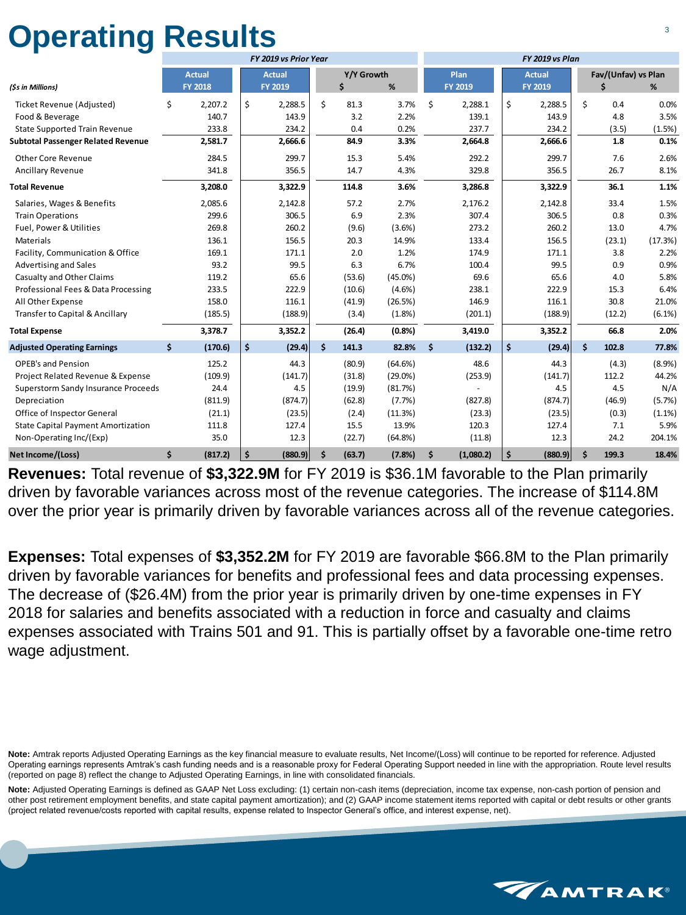# Operating Results

| ($s in Millions) | FY 2019 vs Prior Year | | | | FY 2019 vs Plan | | | |
|---|---|---|---|---|---|---|---|---|
| | Actual FY 2018 | Actual FY 2019 | Y/Y Growth $ | Y/Y Growth % | Plan FY 2019 | Actual FY 2019 | Fav/(Unfav) vs Plan $ | Fav/(Unfav) vs Plan % |
| Ticket Revenue (Adjusted) | $ 2,207.2 | $ 2,288.5 | $ 81.3 | 3.7% | $ 2,288.1 | $ 2,288.5 | $ 0.4 | 0.0% |
| Food & Beverage | 140.7 | 143.9 | 3.2 | 2.2% | 139.1 | 143.9 | 4.8 | 3.5% |
| State Supported Train Revenue | 233.8 | 234.2 | 0.4 | 0.2% | 237.7 | 234.2 | (3.5) | (1.5%) |
| **Subtotal Passenger Related Revenue** | **2,581.7** | **2,666.6** | **84.9** | **3.3%** | **2,664.8** | **2,666.6** | **1.8** | **0.1%** |
| Other Core Revenue | 284.5 | 299.7 | 15.3 | 5.4% | 292.2 | 299.7 | 7.6 | 2.6% |
| Ancillary Revenue | 341.8 | 356.5 | 14.7 | 4.3% | 329.8 | 356.5 | 26.7 | 8.1% |
| **Total Revenue** | **3,208.0** | **3,322.9** | **114.8** | **3.6%** | **3,286.8** | **3,322.9** | **36.1** | **1.1%** |
| Salaries, Wages & Benefits | 2,085.6 | 2,142.8 | 57.2 | 2.7% | 2,176.2 | 2,142.8 | 33.4 | 1.5% |
| Train Operations | 299.6 | 306.5 | 6.9 | 2.3% | 307.4 | 306.5 | 0.8 | 0.3% |
| Fuel, Power & Utilities | 269.8 | 260.2 | (9.6) | (3.6%) | 273.2 | 260.2 | 13.0 | 4.7% |
| Materials | 136.1 | 156.5 | 20.3 | 14.9% | 133.4 | 156.5 | (23.1) | (17.3%) |
| Facility, Communication & Office | 169.1 | 171.1 | 2.0 | 1.2% | 174.9 | 171.1 | 3.8 | 2.2% |
| Advertising and Sales | 93.2 | 99.5 | 6.3 | 6.7% | 100.4 | 99.5 | 0.9 | 0.9% |
| Casualty and Other Claims | 119.2 | 65.6 | (53.6) | (45.0%) | 69.6 | 65.6 | 4.0 | 5.8% |
| Professional Fees & Data Processing | 233.5 | 222.9 | (10.6) | (4.6%) | 238.1 | 222.9 | 15.3 | 6.4% |
| All Other Expense | 158.0 | 116.1 | (41.9) | (26.5%) | 146.9 | 116.1 | 30.8 | 21.0% |
| Transfer to Capital & Ancillary | (185.5) | (188.9) | (3.4) | (1.8%) | (201.1) | (188.9) | (12.2) | (6.1%) |
| **Total Expense** | **3,378.7** | **3,352.2** | **(26.4)** | **(0.8%)** | **3,419.0** | **3,352.2** | **66.8** | **2.0%** |
| **Adjusted Operating Earnings** | **$ (170.6)** | **$ (29.4)** | **$ 141.3** | **82.8%** | **$ (132.2)** | **$ (29.4)** | **$ 102.8** | **77.8%** |
| OPEB's and Pension | 125.2 | 44.3 | (80.9) | (64.6%) | 48.6 | 44.3 | (4.3) | (8.9%) |
| Project Related Revenue & Expense | (109.9) | (141.7) | (31.8) | (29.0%) | (253.9) | (141.7) | 112.2 | 44.2% |
| Superstorm Sandy Insurance Proceeds | 24.4 | 4.5 | (19.9) | (81.7%) | - | 4.5 | 4.5 | N/A |
| Depreciation | (811.9) | (874.7) | (62.8) | (7.7%) | (827.8) | (874.7) | (46.9) | (5.7%) |
| Office of Inspector General | (21.1) | (23.5) | (2.4) | (11.3%) | (23.3) | (23.5) | (0.3) | (1.1%) |
| State Capital Payment Amortization | 111.8 | 127.4 | 15.5 | 13.9% | 120.3 | 127.4 | 7.1 | 5.9% |
| Non-Operating Inc/(Exp) | 35.0 | 12.3 | (22.7) | (64.8%) | (11.8) | 12.3 | 24.2 | 204.1% |
| **Net Income/(Loss)** | **$ (817.2)** | **$ (880.9)** | **$ (63.7)** | **(7.8%)** | **$ (1,080.2)** | **$ (880.9)** | **$ 199.3** | **18.4%** |

**Revenues:** Total revenue of **$3,322.9M** for FY 2019 is $36.1M favorable to the Plan primarily driven by favorable variances across most of the revenue categories. The increase of $114.8M over the prior year is primarily driven by favorable variances across all of the revenue categories.

**Expenses:** Total expenses of **$3,352.2M** for FY 2019 are favorable $66.8M to the Plan primarily driven by favorable variances for benefits and professional fees and data processing expenses. The decrease of ($26.4M) from the prior year is primarily driven by one-time expenses in FY 2018 for salaries and benefits associated with a reduction in force and casualty and claims expenses associated with Trains 501 and 91. This is partially offset by a favorable one-time retro wage adjustment.

**Note:** Amtrak reports Adjusted Operating Earnings as the key financial measure to evaluate results, Net Income/(Loss) will continue to be reported for reference. Adjusted Operating earnings represents Amtrak's cash funding needs and is a reasonable proxy for Federal Operating Support needed in line with the appropriation. Route level results (reported on page 8) reflect the change to Adjusted Operating Earnings, in line with consolidated financials.

**Note:** Adjusted Operating Earnings is defined as GAAP Net Loss excluding: (1) certain non-cash items (depreciation, income tax expense, non-cash portion of pension and other post retirement employment benefits, and state capital payment amortization); and (2) GAAP income statement items reported with capital or debt results or other grants (project related revenue/costs reported with capital results, expense related to Inspector General's office, and interest expense, net).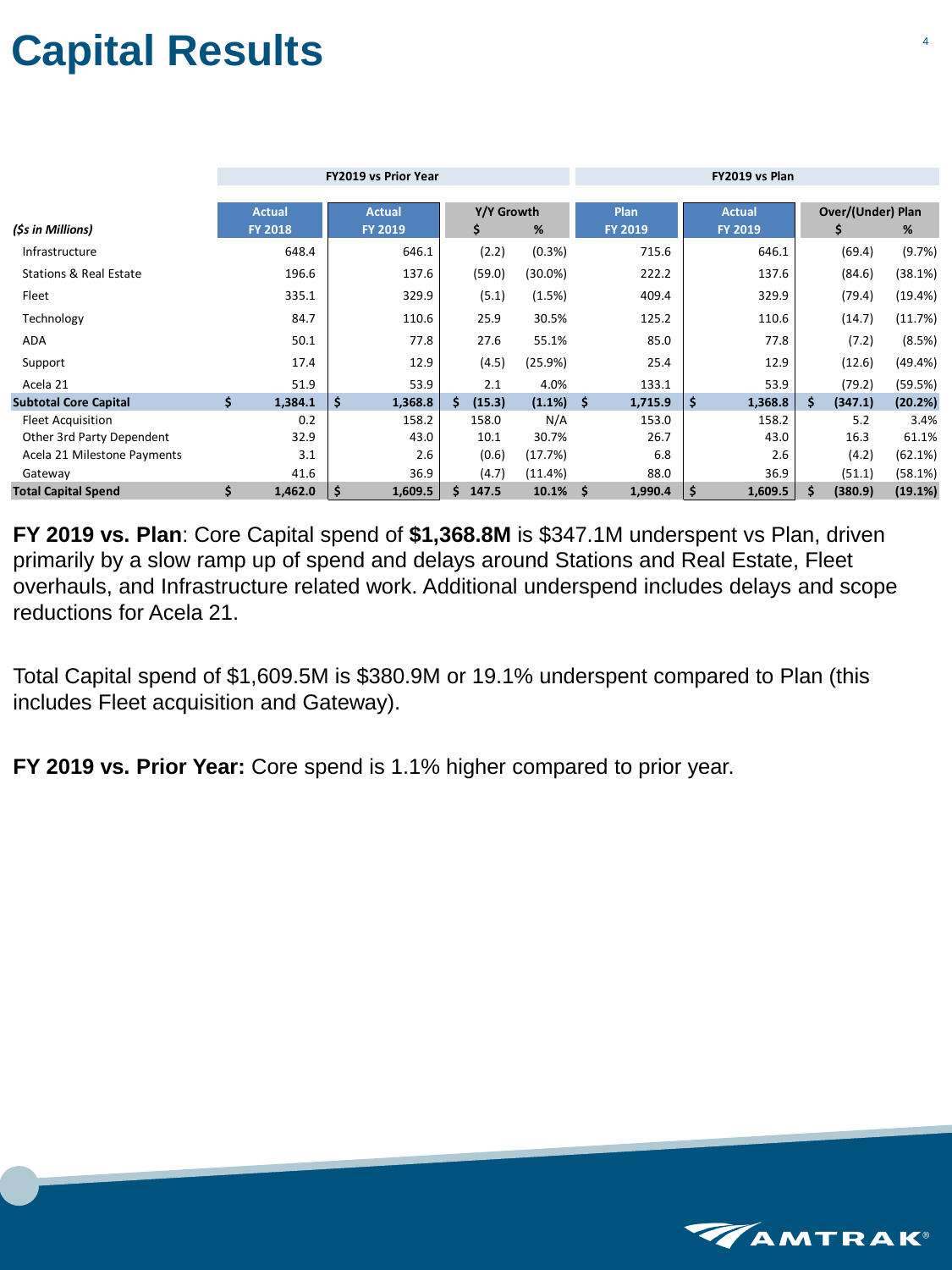# Capital Results

| ($s in Millions) | FY2019 vs Prior Year | | | | FY2019 vs Plan | | | |
|---|---|---|---|---|---|---|---|---|
| | Actual FY 2018 | Actual FY 2019 | Y/Y Growth $ | Y/Y Growth % | Plan FY 2019 | Actual FY 2019 | Over/(Under) Plan $ | Over/(Under) Plan % |
| Infrastructure | 648.4 | 646.1 | (2.2) | (0.3%) | 715.6 | 646.1 | (69.4) | (9.7%) |
| Stations & Real Estate | 196.6 | 137.6 | (59.0) | (30.0%) | 222.2 | 137.6 | (84.6) | (38.1%) |
| Fleet | 335.1 | 329.9 | (5.1) | (1.5%) | 409.4 | 329.9 | (79.4) | (19.4%) |
| Technology | 84.7 | 110.6 | 25.9 | 30.5% | 125.2 | 110.6 | (14.7) | (11.7%) |
| ADA | 50.1 | 77.8 | 27.6 | 55.1% | 85.0 | 77.8 | (7.2) | (8.5%) |
| Support | 17.4 | 12.9 | (4.5) | (25.9%) | 25.4 | 12.9 | (12.6) | (49.4%) |
| Acela 21 | 51.9 | 53.9 | 2.1 | 4.0% | 133.1 | 53.9 | (79.2) | (59.5%) |
| **Subtotal Core Capital** | **$ 1,384.1** | **$ 1,368.8** | **$ (15.3)** | **(1.1%)** | **$ 1,715.9** | **$ 1,368.8** | **$ (347.1)** | **(20.2%)** |
| Fleet Acquisition | 0.2 | 158.2 | 158.0 | N/A | 153.0 | 158.2 | 5.2 | 3.4% |
| Other 3rd Party Dependent | 32.9 | 43.0 | 10.1 | 30.7% | 26.7 | 43.0 | 16.3 | 61.1% |
| Acela 21 Milestone Payments | 3.1 | 2.6 | (0.6) | (17.7%) | 6.8 | 2.6 | (4.2) | (62.1%) |
| Gateway | 41.6 | 36.9 | (4.7) | (11.4%) | 88.0 | 36.9 | (51.1) | (58.1%) |
| **Total Capital Spend** | **$ 1,462.0** | **$ 1,609.5** | **$ 147.5** | **10.1%** | **$ 1,990.4** | **$ 1,609.5** | **$ (380.9)** | **(19.1%)** |

**FY 2019 vs. Plan**: Core Capital spend of **$1,368.8M** is $347.1M underspent vs Plan, driven primarily by a slow ramp up of spend and delays around Stations and Real Estate, Fleet overhauls, and Infrastructure related work. Additional underspend includes delays and scope reductions for Acela 21.

Total Capital spend of $1,609.5M is $380.9M or 19.1% underspent compared to Plan (this includes Fleet acquisition and Gateway).

**FY 2019 vs. Prior Year:** Core spend is 1.1% higher compared to prior year.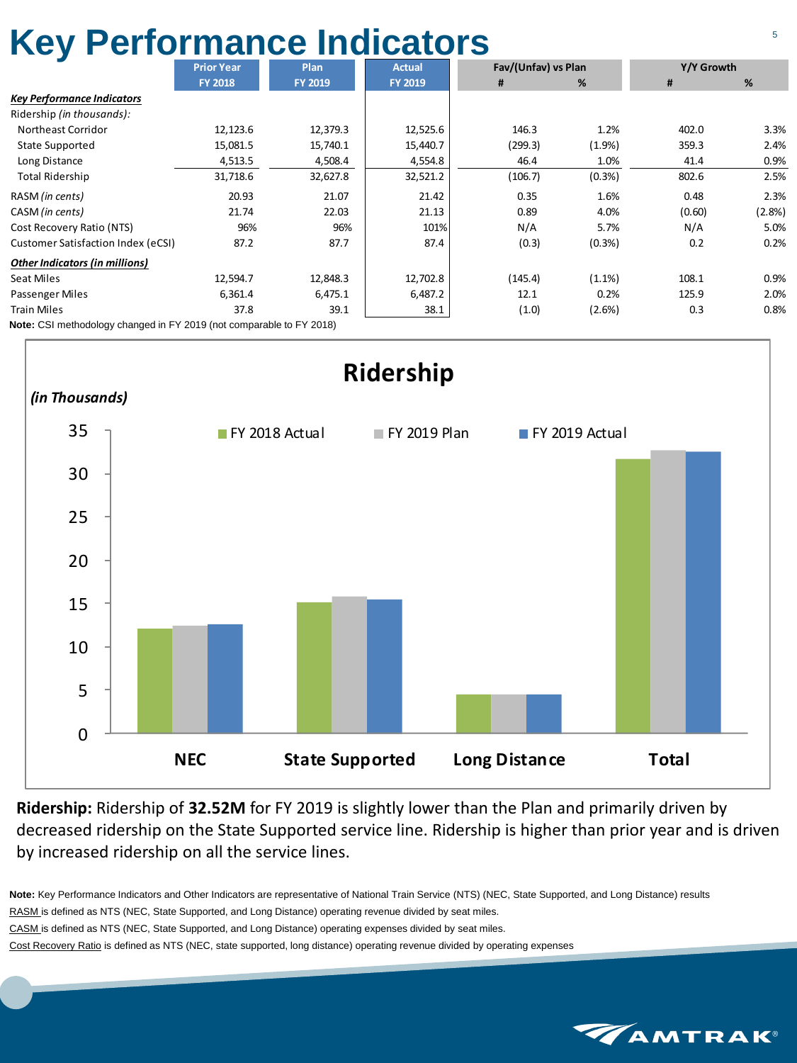# Key Performance Indicators

| | Prior Year FY 2018 | Plan FY 2019 | Actual FY 2019 | Fav/(Unfav) vs Plan # | Fav/(Unfav) vs Plan % | Y/Y Growth # | Y/Y Growth % |
|---|---|---|---|---|---|---|---|
| ***Key Performance Indicators*** | | | | | | | |
| Ridership *(in thousands)*: | | | | | | | |
| Northeast Corridor | 12,123.6 | 12,379.3 | 12,525.6 | 146.3 | 1.2% | 402.0 | 3.3% |
| State Supported | 15,081.5 | 15,740.1 | 15,440.7 | (299.3) | (1.9%) | 359.3 | 2.4% |
| Long Distance | 4,513.5 | 4,508.4 | 4,554.8 | 46.4 | 1.0% | 41.4 | 0.9% |
| Total Ridership | 31,718.6 | 32,627.8 | 32,521.2 | (106.7) | (0.3%) | 802.6 | 2.5% |
| RASM *(in cents)* | 20.93 | 21.07 | 21.42 | 0.35 | 1.6% | 0.48 | 2.3% |
| CASM *(in cents)* | 21.74 | 22.03 | 21.13 | 0.89 | 4.0% | (0.60) | (2.8%) |
| Cost Recovery Ratio (NTS) | 96% | 96% | 101% | N/A | 5.7% | N/A | 5.0% |
| Customer Satisfaction Index (eCSI) | 87.2 | 87.7 | 87.4 | (0.3) | (0.3%) | 0.2 | 0.2% |
| ***Other Indicators (in millions)*** | | | | | | | |
| Seat Miles | 12,594.7 | 12,848.3 | 12,702.8 | (145.4) | (1.1%) | 108.1 | 0.9% |
| Passenger Miles | 6,361.4 | 6,475.1 | 6,487.2 | 12.1 | 0.2% | 125.9 | 2.0% |
| Train Miles | 37.8 | 39.1 | 38.1 | (1.0) | (2.6%) | 0.3 | 0.8% |

**Note:** CSI methodology changed in FY 2019 (not comparable to FY 2018)

## Ridership

*(in Thousands)*

| | FY 2018 Actual | FY 2019 Plan | FY 2019 Actual |
|---|---|---|---|
| NEC | 12.1 | 12.4 | 12.5 |
| State Supported | 15.1 | 15.7 | 15.4 |
| Long Distance | 4.5 | 4.5 | 4.6 |
| Total | 31.7 | 32.6 | 32.5 |

**Ridership:** Ridership of **32.52M** for FY 2019 is slightly lower than the Plan and primarily driven by decreased ridership on the State Supported service line. Ridership is higher than prior year and is driven by increased ridership on all the service lines.

**Note:** Key Performance Indicators and Other Indicators are representative of National Train Service (NTS) (NEC, State Supported, and Long Distance) results

RASM is defined as NTS (NEC, State Supported, and Long Distance) operating revenue divided by seat miles.

CASM is defined as NTS (NEC, State Supported, and Long Distance) operating expenses divided by seat miles.

Cost Recovery Ratio is defined as NTS (NEC, state supported, long distance) operating revenue divided by operating expenses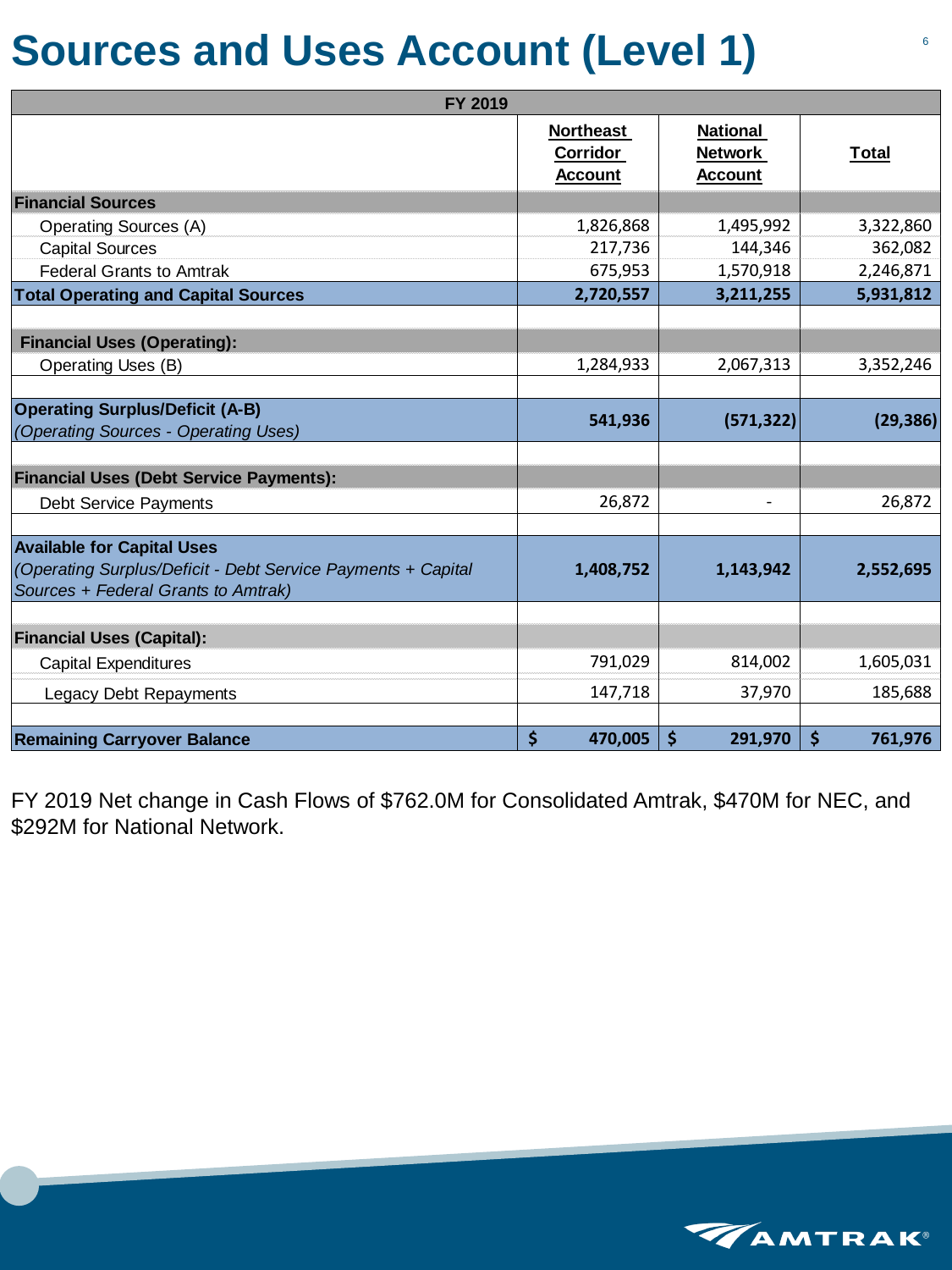# Sources and Uses Account (Level 1)

| FY 2019 | | | |
|---|---|---|---|
| | Northeast Corridor Account | National Network Account | Total |
| **Financial Sources** | | | |
| Operating Sources (A) | 1,826,868 | 1,495,992 | 3,322,860 |
| Capital Sources | 217,736 | 144,346 | 362,082 |
| Federal Grants to Amtrak | 675,953 | 1,570,918 | 2,246,871 |
| **Total Operating and Capital Sources** | **2,720,557** | **3,211,255** | **5,931,812** |
| | | | |
| **Financial Uses (Operating):** | | | |
| Operating Uses (B) | 1,284,933 | 2,067,313 | 3,352,246 |
| | | | |
| **Operating Surplus/Deficit (A-B)** *(Operating Sources - Operating Uses)* | **541,936** | **(571,322)** | **(29,386)** |
| | | | |
| **Financial Uses (Debt Service Payments):** | | | |
| Debt Service Payments | 26,872 | - | 26,872 |
| | | | |
| **Available for Capital Uses** *(Operating Surplus/Deficit - Debt Service Payments + Capital Sources + Federal Grants to Amtrak)* | **1,408,752** | **1,143,942** | **2,552,695** |
| | | | |
| **Financial Uses (Capital):** | | | |
| Capital Expenditures | 791,029 | 814,002 | 1,605,031 |
| Legacy Debt Repayments | 147,718 | 37,970 | 185,688 |
| | | | |
| **Remaining Carryover Balance** | **$ 470,005** | **$ 291,970** | **$ 761,976** |

FY 2019 Net change in Cash Flows of $762.0M for Consolidated Amtrak, $470M for NEC, and $292M for National Network.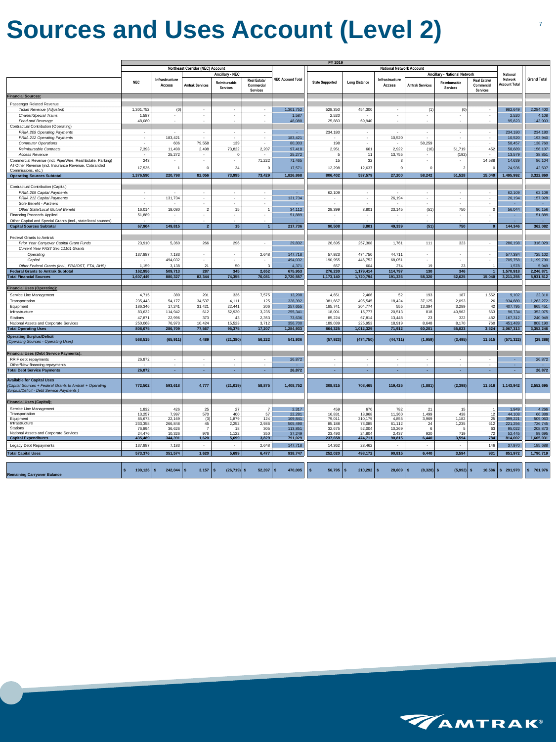# Sources and Uses Account (Level 2)

FY 2019

| | Northeast Corridor (NEC) Account | | | | | | National Network Account | | | | | | | |
|---|---|---|---|---|---|---|---|---|---|---|---|---|---|---|
| | | | Ancillary - NEC | | | | | | | Ancillary - National Network | | | | |
| | NEC | Infrastructure Access | Amtrak Services | Reimbursable Services | Real Estate/ Commercial Services | NEC Account Total | State Supported | Long Distance | Infrastructure Access | Amtrak Services | Reimbursable Services | Real Estate/ Commercial Services | National Network Account Total | Grand Total |
| **Financial Sources:** | | | | | | | | | | | | | | |
| Passenger Related Revenue | | | | | | | | | | | | | | |
| *Ticket Revenue (Adjusted)* | 1,301,752 | (0) | - | - | - | 1,301,752 | 528,350 | 454,300 | - | (1) | (0) | - | 982,649 | 2,284,400 |
| *Charter/Special Trains* | 1,587 | - | - | - | - | 1,587 | 2,520 | - | - | - | - | - | 2,520 | 4,108 |
| *Food and Beverage* | 48,080 | - | - | - | - | 48,080 | 25,883 | 69,940 | - | - | - | - | 95,823 | 143,903 |
| Contractual Contribution (Operating) | | | | | | | | | | | | | | |
| *PRIIA 209 Operating Payments* | - | - | - | - | - | - | 234,180 | - | - | - | - | - | 234,180 | 234,180 |
| *PRIIA 212 Operating Payments* | - | 183,421 | - | - | - | 183,421 | - | - | 10,520 | - | - | - | 10,520 | 193,940 |
| *Commuter Operations* | - | 606 | 79,558 | 139 | - | 80,303 | 198 | - | - | 58,259 | - | - | 58,457 | 138,760 |
| *Reimbursable Contracts* | 7,393 | 11,498 | 2,498 | 73,822 | 2,207 | 97,418 | 2,951 | 661 | 2,922 | (16) | 51,719 | 452 | 58,689 | 156,107 |
| *Access Revenue* | - | 25,272 | - | 0 | - | 25,272 | 5 | 11 | 13,755 | - | (192) | - | 13,579 | 38,851 |
| Commercial Revenue (incl. Pipe/Wire, Real Estate, Parking) | 243 | - | - | - | 71,222 | 71,465 | 15 | 32 | 3 | - | - | 14,588 | 14,639 | 86,104 |
| All Other Revenue (incl. Insurance Revenue, Cobranded Commissions, etc.) | 17,535 | 1 | 0 | 34 | 0 | 17,571 | 12,298 | 12,637 | 0 | 0 | 2 | 0 | 24,936 | 42,507 |
| **Operating Sources Subtotal** | **1,376,590** | **220,798** | **82,056** | **73,995** | **73,429** | **1,826,868** | **806,402** | **537,579** | **27,200** | **58,242** | **51,528** | **15,040** | **1,495,992** | **3,322,860** |
| Contractual Contribution (Capital) | | | | | | | | | | | | | | |
| *PRIIA 209 Capital Payments* | - | - | - | - | - | - | 62,109 | - | - | - | - | - | 62,109 | 62,109 |
| *PRIIA 212 Capital Payments* | - | 131,734 | - | - | - | 131,734 | - | - | 26,194 | - | - | - | 26,194 | 157,928 |
| *Sole Benefit - Partners* | - | - | - | - | - | - | - | - | - | - | - | - | - | - |
| *Other State/Local Mutual Benefit* | 16,014 | 18,080 | 2 | 15 | 1 | 34,112 | 28,399 | 3,801 | 23,145 | (51) | 750 | 0 | 56,044 | 90,156 |
| Financing Proceeds Applied | 51,889 | - | - | - | - | 51,889 | - | - | - | - | - | - | - | 51,889 |
| Other Capital and Special Grants (incl., state/local sources) | - | - | - | - | - | - | - | - | - | - | - | - | - | - |
| **Capital Sources Subtotal** | **67,904** | **149,815** | **2** | **15** | **1** | **217,736** | **90,508** | **3,801** | **49,339** | **(51)** | **750** | **0** | **144,346** | **362,082** |
| Federal Grants to Amtrak | | | | | | | | | | | | | | |
| *Prior Year Carryover Capital Grant Funds* | 23,910 | 5,360 | 266 | 296 | - | 29,832 | 26,695 | 257,308 | 1,761 | 111 | 323 | - | 286,198 | 316,029 |
| *Current Year FAST Sec 11101 Grants* | | | | | | | | | | | | | | |
| *Operating* | 137,887 | 7,183 | - | - | 2,648 | 147,718 | 57,923 | 474,750 | 44,711 | - | - | - | 577,384 | 725,102 |
| *Capital* | - | 494,032 | - | - | - | 494,032 | 190,955 | 446,752 | 68,051 | - | - | - | 705,758 | 1,199,790 |
| *Other Federal Grants (incl., FRA/OST, FTA, DHS)* | 1,159 | 3,138 | 21 | 50 | 3 | 4,371 | 657 | 604 | 274 | 19 | 23 | 1 | 1,578 | 5,949 |
| **Federal Grants to Amtrak Subtotal** | **162,956** | **509,713** | **287** | **345** | **2,652** | **675,953** | **276,230** | **1,179,414** | **114,797** | **130** | **346** | **1** | **1,570,918** | **2,246,871** |
| **Total Financial Sources** | **1,607,449** | **880,327** | **82,344** | **74,355** | **76,081** | **2,720,557** | **1,173,140** | **1,720,794** | **191,336** | **58,320** | **52,625** | **15,040** | **3,211,255** | **5,931,812** |
| **Financial Uses (Operating):** | | | | | | | | | | | | | | |
| Service Line Management | 4,715 | 380 | 201 | 336 | 7,575 | 13,208 | 4,651 | 2,466 | 52 | 193 | 187 | 1,552 | 9,102 | 22,310 |
| Transportation | 235,443 | 54,177 | 34,537 | 4,111 | 125 | 328,392 | 381,667 | 495,545 | 18,424 | 37,125 | 2,093 | 26 | 934,880 | 1,263,272 |
| Equipment | 186,346 | 17,241 | 31,421 | 22,441 | 206 | 257,655 | 185,741 | 204,774 | 555 | 13,394 | 3,289 | 42 | 407,795 | 665,451 |
| Infrastructure | 83,632 | 114,942 | 612 | 52,920 | 3,235 | 255,341 | 18,001 | 15,777 | 20,513 | 818 | 40,962 | 663 | 96,734 | 352,075 |
| Stations | 47,871 | 22,996 | 373 | 43 | 2,353 | 73,636 | 85,224 | 67,814 | 13,448 | 23 | 322 | 482 | 167,312 | 240,949 |
| National Assets and Corporate Services | 250,068 | 76,973 | 10,424 | 15,523 | 3,712 | 356,700 | 189,039 | 225,953 | 18,919 | 8,648 | 8,170 | 760 | 451,489 | 808,190 |
| **Total Operating Uses** | **808,075** | **286,709** | **77,567** | **95,375** | **17,207** | **1,284,933** | **864,325** | **1,012,329** | **71,912** | **60,201** | **55,023** | **3,524** | **2,067,313** | **3,352,246** |
| **Operating Surplus/Deficit** *(Operating Sources - Operating Uses)* | **568,515** | **(65,911)** | **4,489** | **(21,380)** | **56,222** | **541,936** | **(57,923)** | **(474,750)** | **(44,711)** | **(1,959)** | **(3,495)** | **11,515** | **(571,322)** | **(29,386)** |
| **Financial Uses (Debt Service Payments):** | | | | | | | | | | | | | | |
| RRIF debt repayments | 26,872 | - | - | - | - | 26,872 | - | - | - | - | - | - | - | 26,872 |
| Other/New financing repayments | - | - | - | - | - | - | - | - | - | - | - | - | - | - |
| **Total Debt Service Payments** | **26,872** | **-** | **-** | **-** | **-** | **26,872** | **-** | **-** | **-** | **-** | **-** | **-** | **-** | **26,872** |
| **Available for Capital Uses** *(Capital Sources + Federal Grants to Amtrak + Operating Surplus/Deficit - Debt Service Payments)* | **772,502** | **593,618** | **4,777** | **(21,019)** | **58,875** | **1,408,752** | **308,815** | **708,465** | **119,425** | **(1,881)** | **(2,398)** | **11,516** | **1,143,942** | **2,552,695** |
| **Financial Uses (Capital):** | | | | | | | | | | | | | | |
| Service Line Management | 1,832 | 426 | 25 | 27 | 7 | 2,317 | 459 | 670 | 782 | 21 | 15 | 1 | 1,949 | 4,266 |
| Transportation | 13,257 | 7,997 | 570 | 400 | 57 | 22,281 | 16,831 | 13,968 | 11,360 | 1,499 | 438 | 12 | 44,108 | 66,389 |
| Equipment | 85,673 | 22,169 | (3) | 1,879 | 124 | 109,841 | 79,011 | 310,179 | 4,855 | 3,969 | 1,182 | 25 | 399,221 | 509,063 |
| Infrastructure | 233,358 | 266,848 | 45 | 2,252 | 2,986 | 505,490 | 85,188 | 73,085 | 61,112 | 24 | 1,235 | 612 | 221,256 | 726,745 |
| Stations | 76,894 | 36,626 | 7 | 18 | 305 | 113,851 | 32,675 | 52,004 | 10,269 | 6 | 5 | 63 | 95,022 | 208,873 |
| National Assets and Corporate Services | 24,476 | 10,326 | 976 | 1,122 | 350 | 37,249 | 23,493 | 24,804 | 2,437 | 920 | 719 | 72 | 52,445 | 89,695 |
| **Capital Expenditures** | **435,489** | **344,391** | **1,620** | **5,699** | **3,829** | **791,029** | **237,658** | **474,711** | **90,815** | **6,440** | **3,594** | **784** | **814,002** | **1,605,031** |
| Legacy Debt Repayments | 137,887 | 7,183 | - | - | 2,648 | 147,718 | 14,362 | 23,462 | - | - | - | 146 | 37,970 | 185,688 |
| **Total Capital Uses** | **573,376** | **351,574** | **1,620** | **5,699** | **6,477** | **938,747** | **252,020** | **498,172** | **90,815** | **6,440** | **3,594** | **931** | **851,972** | **1,790,719** |
| **Remaining Carryover Balance** | **$ 199,126** | **$ 242,044** | **$ 3,157** | **$ (26,719)** | **$ 52,397** | **$ 470,005** | **$ 56,795** | **$ 210,292** | **$ 28,609** | **$ (8,320)** | **$ (5,992)** | **$ 10,586** | **$ 291,970** | **$ 761,976** |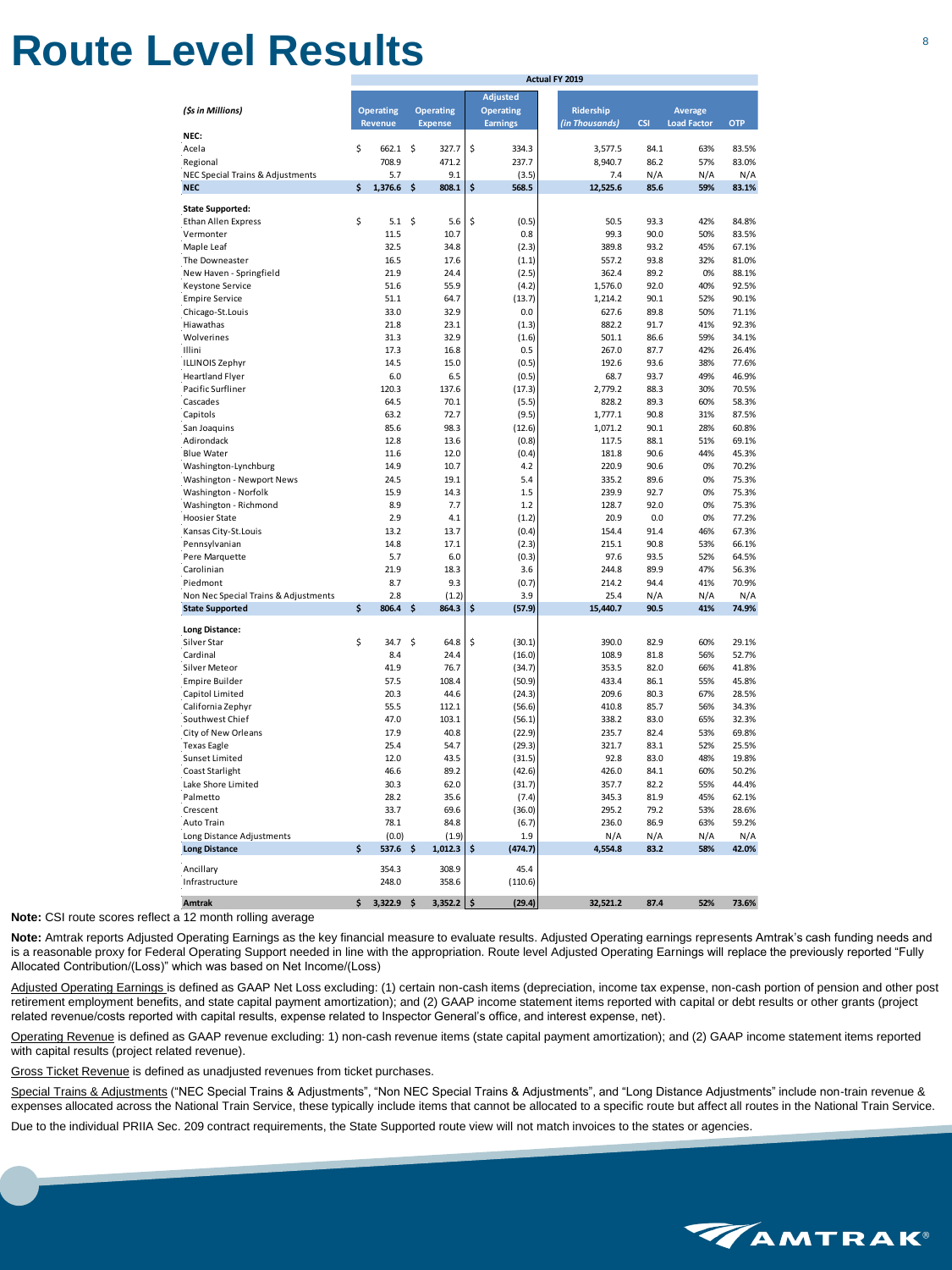# Route Level Results

| ($s in Millions) | Actual FY 2019 | | | | | | |
|---|---|---|---|---|---|---|---|
| | Operating Revenue | Operating Expense | Adjusted Operating Earnings | Ridership (in Thousands) | CSI | Average Load Factor | OTP |
| **NEC:** | | | | | | | |
| Acela | $ 662.1 | $ 327.7 | $ 334.3 | 3,577.5 | 84.1 | 63% | 83.5% |
| Regional | 708.9 | 471.2 | 237.7 | 8,940.7 | 86.2 | 57% | 83.0% |
| NEC Special Trains & Adjustments | 5.7 | 9.1 | (3.5) | 7.4 | N/A | N/A | N/A |
| **NEC** | **$ 1,376.6** | **$ 808.1** | **$ 568.5** | **12,525.6** | **85.6** | **59%** | **83.1%** |
| **State Supported:** | | | | | | | |
| Ethan Allen Express | $ 5.1 | $ 5.6 | $ (0.5) | 50.5 | 93.3 | 42% | 84.8% |
| Vermonter | 11.5 | 10.7 | 0.8 | 99.3 | 90.0 | 50% | 83.5% |
| Maple Leaf | 32.5 | 34.8 | (2.3) | 389.8 | 93.2 | 45% | 67.1% |
| The Downeaster | 16.5 | 17.6 | (1.1) | 557.2 | 93.8 | 32% | 81.0% |
| New Haven - Springfield | 21.9 | 24.4 | (2.5) | 362.4 | 89.2 | 0% | 88.1% |
| Keystone Service | 51.6 | 55.9 | (4.2) | 1,576.0 | 92.0 | 40% | 92.5% |
| Empire Service | 51.1 | 64.7 | (13.7) | 1,214.2 | 90.1 | 52% | 90.1% |
| Chicago-St.Louis | 33.0 | 32.9 | 0.0 | 627.6 | 89.8 | 50% | 71.1% |
| Hiawathas | 21.8 | 23.1 | (1.3) | 882.2 | 91.7 | 41% | 92.3% |
| Wolverines | 31.3 | 32.9 | (1.6) | 501.1 | 86.6 | 59% | 34.1% |
| Illini | 17.3 | 16.8 | 0.5 | 267.0 | 87.7 | 42% | 26.4% |
| ILLINOIS Zephyr | 14.5 | 15.0 | (0.5) | 192.6 | 93.6 | 38% | 77.6% |
| Heartland Flyer | 6.0 | 6.5 | (0.5) | 68.7 | 93.7 | 49% | 46.9% |
| Pacific Surfliner | 120.3 | 137.6 | (17.3) | 2,779.2 | 88.3 | 30% | 70.5% |
| Cascades | 64.5 | 70.1 | (5.5) | 828.2 | 89.3 | 60% | 58.3% |
| Capitols | 63.2 | 72.7 | (9.5) | 1,777.1 | 90.8 | 31% | 87.5% |
| San Joaquins | 85.6 | 98.3 | (12.6) | 1,071.2 | 90.1 | 28% | 60.8% |
| Adirondack | 12.8 | 13.6 | (0.8) | 117.5 | 88.1 | 51% | 69.1% |
| Blue Water | 11.6 | 12.0 | (0.4) | 181.8 | 90.6 | 44% | 45.3% |
| Washington-Lynchburg | 14.9 | 10.7 | 4.2 | 220.9 | 90.6 | 0% | 70.2% |
| Washington - Newport News | 24.5 | 19.1 | 5.4 | 335.2 | 89.6 | 0% | 75.3% |
| Washington - Norfolk | 15.9 | 14.3 | 1.5 | 239.9 | 92.7 | 0% | 75.3% |
| Washington - Richmond | 8.9 | 7.7 | 1.2 | 128.7 | 92.0 | 0% | 75.3% |
| Hoosier State | 2.9 | 4.1 | (1.2) | 20.9 | 0.0 | 0% | 77.2% |
| Kansas City-St.Louis | 13.2 | 13.7 | (0.4) | 154.4 | 91.4 | 46% | 67.3% |
| Pennsylvanian | 14.8 | 17.1 | (2.3) | 215.1 | 90.8 | 53% | 66.1% |
| Pere Marquette | 5.7 | 6.0 | (0.3) | 97.6 | 93.5 | 52% | 64.5% |
| Carolinian | 21.9 | 18.3 | 3.6 | 244.8 | 89.9 | 47% | 56.3% |
| Piedmont | 8.7 | 9.3 | (0.7) | 214.2 | 94.4 | 41% | 70.9% |
| Non Nec Special Trains & Adjustments | 2.8 | (1.2) | 3.9 | 25.4 | N/A | N/A | N/A |
| **State Supported** | **$ 806.4** | **$ 864.3** | **$ (57.9)** | **15,440.7** | **90.5** | **41%** | **74.9%** |
| **Long Distance:** | | | | | | | |
| Silver Star | $ 34.7 | $ 64.8 | $ (30.1) | 390.0 | 82.9 | 60% | 29.1% |
| Cardinal | 8.4 | 24.4 | (16.0) | 108.9 | 81.8 | 56% | 52.7% |
| Silver Meteor | 41.9 | 76.7 | (34.7) | 353.5 | 82.0 | 66% | 41.8% |
| Empire Builder | 57.5 | 108.4 | (50.9) | 433.4 | 86.1 | 55% | 45.8% |
| Capitol Limited | 20.3 | 44.6 | (24.3) | 209.6 | 80.3 | 67% | 28.5% |
| California Zephyr | 55.5 | 112.1 | (56.6) | 410.8 | 85.7 | 56% | 34.3% |
| Southwest Chief | 47.0 | 103.1 | (56.1) | 338.2 | 83.0 | 65% | 32.3% |
| City of New Orleans | 17.9 | 40.8 | (22.9) | 235.7 | 82.4 | 53% | 69.8% |
| Texas Eagle | 25.4 | 54.7 | (29.3) | 321.7 | 83.1 | 52% | 25.5% |
| Sunset Limited | 12.0 | 43.5 | (31.5) | 92.8 | 83.0 | 48% | 19.8% |
| Coast Starlight | 46.6 | 89.2 | (42.6) | 426.0 | 84.1 | 60% | 50.2% |
| Lake Shore Limited | 30.3 | 62.0 | (31.7) | 357.7 | 82.2 | 55% | 44.4% |
| Palmetto | 28.2 | 35.6 | (7.4) | 345.3 | 81.9 | 45% | 62.1% |
| Crescent | 33.7 | 69.6 | (36.0) | 295.2 | 79.2 | 53% | 28.6% |
| Auto Train | 78.1 | 84.8 | (6.7) | 236.0 | 86.9 | 63% | 59.2% |
| Long Distance Adjustments | (0.0) | (1.9) | 1.9 | N/A | N/A | N/A | N/A |
| **Long Distance** | **$ 537.6** | **$ 1,012.3** | **$ (474.7)** | **4,554.8** | **83.2** | **58%** | **42.0%** |
| Ancillary | 354.3 | 308.9 | 45.4 | | | | |
| Infrastructure | 248.0 | 358.6 | (110.6) | | | | |
| **Amtrak** | **$ 3,322.9** | **$ 3,352.2** | **$ (29.4)** | **32,521.2** | **87.4** | **52%** | **73.6%** |

**Note:** CSI route scores reflect a 12 month rolling average

**Note:** Amtrak reports Adjusted Operating Earnings as the key financial measure to evaluate results. Adjusted Operating earnings represents Amtrak's cash funding needs and is a reasonable proxy for Federal Operating Support needed in line with the appropriation. Route level Adjusted Operating Earnings will replace the previously reported "Fully Allocated Contribution/(Loss)" which was based on Net Income/(Loss)

Adjusted Operating Earnings is defined as GAAP Net Loss excluding: (1) certain non-cash items (depreciation, income tax expense, non-cash portion of pension and other post retirement employment benefits, and state capital payment amortization); and (2) GAAP income statement items reported with capital or debt results or other grants (project related revenue/costs reported with capital results, expense related to Inspector General's office, and interest expense, net).

Operating Revenue is defined as GAAP revenue excluding: 1) non-cash revenue items (state capital payment amortization); and (2) GAAP income statement items reported with capital results (project related revenue).

Gross Ticket Revenue is defined as unadjusted revenues from ticket purchases.

Special Trains & Adjustments ("NEC Special Trains & Adjustments", "Non NEC Special Trains & Adjustments", and "Long Distance Adjustments" include non-train revenue & expenses allocated across the National Train Service, these typically include items that cannot be allocated to a specific route but affect all routes in the National Train Service.

Due to the individual PRIIA Sec. 209 contract requirements, the State Supported route view will not match invoices to the states or agencies.